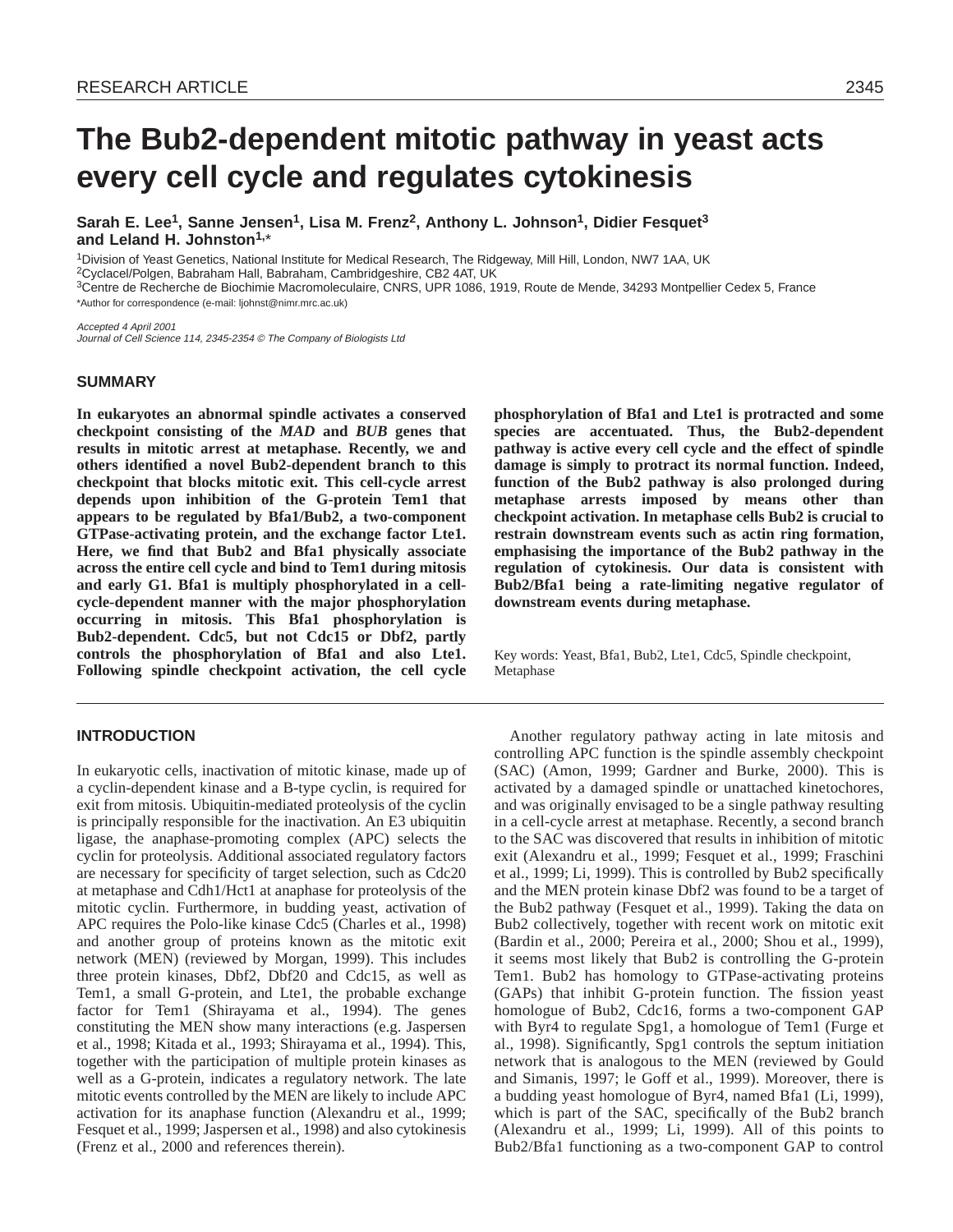# The Bub2-dependent mitotic pathway in yeast acts every cell cycle and regulates cytokinesis

**Sarah E. Lee[1], Sanne Jensen[1], Lisa M. Frenz[2], Anthony L. Johnson[1], Didier Fesquet[3] and Leland H. Johnston[1,*]**

[1]Division of Yeast Genetics, National Institute for Medical Research, The Ridgeway, Mill Hill, London, NW7 1AA, UK
[2]Cyclacel/Polgen, Babraham Hall, Babraham, Cambridgeshire, CB2 4AT, UK
[3]Centre de Recherche de Biochimie Macromoleculaire, CNRS, UPR 1086, 1919, Route de Mende, 34293 Montpellier Cedex 5, France
*Author for correspondence (e-mail: ljohnst@nimr.mrc.ac.uk)

*Accepted 4 April 2001*
*Journal of Cell Science 114, 2345-2354 © The Company of Biologists Ltd*

## SUMMARY

**In eukaryotes an abnormal spindle activates a conserved checkpoint consisting of the *MAD* and *BUB* genes that results in mitotic arrest at metaphase. Recently, we and others identified a novel Bub2-dependent branch to this checkpoint that blocks mitotic exit. This cell-cycle arrest depends upon inhibition of the G-protein Tem1 that appears to be regulated by Bfa1/Bub2, a two-component GTPase-activating protein, and the exchange factor Lte1. Here, we find that Bub2 and Bfa1 physically associate across the entire cell cycle and bind to Tem1 during mitosis and early G1. Bfa1 is multiply phosphorylated in a cell-cycle-dependent manner with the major phosphorylation occurring in mitosis. This Bfa1 phosphorylation is Bub2-dependent. Cdc5, but not Cdc15 or Dbf2, partly controls the phosphorylation of Bfa1 and also Lte1. Following spindle checkpoint activation, the cell cycle phosphorylation of Bfa1 and Lte1 is protracted and some species are accentuated. Thus, the Bub2-dependent pathway is active every cell cycle and the effect of spindle damage is simply to protract its normal function. Indeed, function of the Bub2 pathway is also prolonged during metaphase arrests imposed by means other than checkpoint activation. In metaphase cells Bub2 is crucial to restrain downstream events such as actin ring formation, emphasising the importance of the Bub2 pathway in the regulation of cytokinesis. Our data is consistent with Bub2/Bfa1 being a rate-limiting negative regulator of downstream events during metaphase.**

Key words: Yeast, Bfa1, Bub2, Lte1, Cdc5, Spindle checkpoint, Metaphase

## INTRODUCTION

In eukaryotic cells, inactivation of mitotic kinase, made up of a cyclin-dependent kinase and a B-type cyclin, is required for exit from mitosis. Ubiquitin-mediated proteolysis of the cyclin is principally responsible for the inactivation. An E3 ubiquitin ligase, the anaphase-promoting complex (APC) selects the cyclin for proteolysis. Additional associated regulatory factors are necessary for specificity of target selection, such as Cdc20 at metaphase and Cdh1/Hct1 at anaphase for proteolysis of the mitotic cyclin. Furthermore, in budding yeast, activation of APC requires the Polo-like kinase Cdc5 (Charles et al., 1998) and another group of proteins known as the mitotic exit network (MEN) (reviewed by Morgan, 1999). This includes three protein kinases, Dbf2, Dbf20 and Cdc15, as well as Tem1, a small G-protein, and Lte1, the probable exchange factor for Tem1 (Shirayama et al., 1994). The genes constituting the MEN show many interactions (e.g. Jaspersen et al., 1998; Kitada et al., 1993; Shirayama et al., 1994). This, together with the participation of multiple protein kinases as well as a G-protein, indicates a regulatory network. The late mitotic events controlled by the MEN are likely to include APC activation for its anaphase function (Alexandru et al., 1999; Fesquet et al., 1999; Jaspersen et al., 1998) and also cytokinesis (Frenz et al., 2000 and references therein).

Another regulatory pathway acting in late mitosis and controlling APC function is the spindle assembly checkpoint (SAC) (Amon, 1999; Gardner and Burke, 2000). This is activated by a damaged spindle or unattached kinetochores, and was originally envisaged to be a single pathway resulting in a cell-cycle arrest at metaphase. Recently, a second branch to the SAC was discovered that results in inhibition of mitotic exit (Alexandru et al., 1999; Fesquet et al., 1999; Fraschini et al., 1999; Li, 1999). This is controlled by Bub2 specifically and the MEN protein kinase Dbf2 was found to be a target of the Bub2 pathway (Fesquet et al., 1999). Taking the data on Bub2 collectively, together with recent work on mitotic exit (Bardin et al., 2000; Pereira et al., 2000; Shou et al., 1999), it seems most likely that Bub2 is controlling the G-protein Tem1. Bub2 has homology to GTPase-activating proteins (GAPs) that inhibit G-protein function. The fission yeast homologue of Bub2, Cdc16, forms a two-component GAP with Byr4 to regulate Spg1, a homologue of Tem1 (Furge et al., 1998). Significantly, Spg1 controls the septum initiation network that is analogous to the MEN (reviewed by Gould and Simanis, 1997; le Goff et al., 1999). Moreover, there is a budding yeast homologue of Byr4, named Bfa1 (Li, 1999), which is part of the SAC, specifically of the Bub2 branch (Alexandru et al., 1999; Li, 1999). All of this points to Bub2/Bfa1 functioning as a two-component GAP to control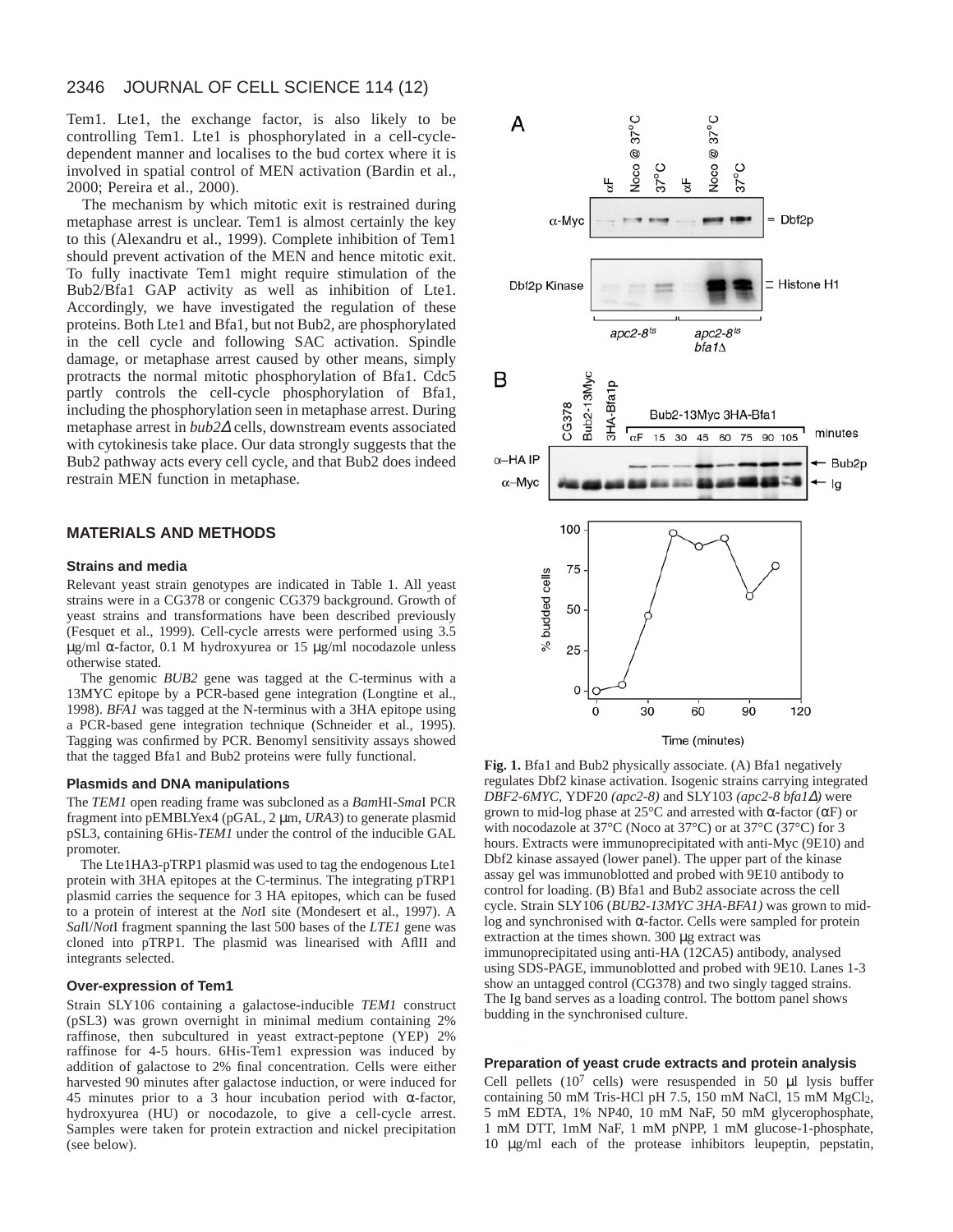Tem1. Lte1, the exchange factor, is also likely to be controlling Tem1. Lte1 is phosphorylated in a cell-cycle-dependent manner and localises to the bud cortex where it is involved in spatial control of MEN activation (Bardin et al., 2000; Pereira et al., 2000).

The mechanism by which mitotic exit is restrained during metaphase arrest is unclear. Tem1 is almost certainly the key to this (Alexandru et al., 1999). Complete inhibition of Tem1 should prevent activation of the MEN and hence mitotic exit. To fully inactivate Tem1 might require stimulation of the Bub2/Bfa1 GAP activity as well as inhibition of Lte1. Accordingly, we have investigated the regulation of these proteins. Both Lte1 and Bfa1, but not Bub2, are phosphorylated in the cell cycle and following SAC activation. Spindle damage, or metaphase arrest caused by other means, simply protracts the normal mitotic phosphorylation of Bfa1. Cdc5 partly controls the cell-cycle phosphorylation of Bfa1, including the phosphorylation seen in metaphase arrest. During metaphase arrest in *bub2Δ* cells, downstream events associated with cytokinesis take place. Our data strongly suggests that the Bub2 pathway acts every cell cycle, and that Bub2 does indeed restrain MEN function in metaphase.

## MATERIALS AND METHODS

### Strains and media

Relevant yeast strain genotypes are indicated in Table 1. All yeast strains were in a CG378 or congenic CG379 background. Growth of yeast strains and transformations have been described previously (Fesquet et al., 1999). Cell-cycle arrests were performed using 3.5 μg/ml α-factor, 0.1 M hydroxyurea or 15 μg/ml nocodazole unless otherwise stated.

The genomic *BUB2* gene was tagged at the C-terminus with a 13MYC epitope by a PCR-based gene integration (Longtine et al., 1998). *BFA1* was tagged at the N-terminus with a 3HA epitope using a PCR-based gene integration technique (Schneider et al., 1995). Tagging was confirmed by PCR. Benomyl sensitivity assays showed that the tagged Bfa1 and Bub2 proteins were fully functional.

### Plasmids and DNA manipulations

The *TEM1* open reading frame was subcloned as a *Bam*HI-*Sma*I PCR fragment into pEMBLYex4 (pGAL, 2 μm, *URA3*) to generate plasmid pSL3, containing 6His-*TEM1* under the control of the inducible GAL promoter.

The Lte1HA3-pTRP1 plasmid was used to tag the endogenous Lte1 protein with 3HA epitopes at the C-terminus. The integrating pTRP1 plasmid carries the sequence for 3 HA epitopes, which can be fused to a protein of interest at the *Not*I site (Mondesert et al., 1997). A *Sal*I/*Not*I fragment spanning the last 500 bases of the *LTE1* gene was cloned into pTRP1. The plasmid was linearised with AflII and integrants selected.

### Over-expression of Tem1

Strain SLY106 containing a galactose-inducible *TEM1* construct (pSL3) was grown overnight in minimal medium containing 2% raffinose, then subcultured in yeast extract-peptone (YEP) 2% raffinose for 4-5 hours. 6His-Tem1 expression was induced by addition of galactose to 2% final concentration. Cells were either harvested 90 minutes after galactose induction, or were induced for 45 minutes prior to a 3 hour incubation period with α-factor, hydroxyurea (HU) or nocodazole, to give a cell-cycle arrest. Samples were taken for protein extraction and nickel precipitation (see below).

**Fig. 1.** Bfa1 and Bub2 physically associate. (A) Bfa1 negatively regulates Dbf2 kinase activation. Isogenic strains carrying integrated *DBF2-6MYC*, YDF20 *(apc2-8)* and SLY103 *(apc2-8 bfa1Δ)* were grown to mid-log phase at 25°C and arrested with α-factor (αF) or with nocodazole at 37°C (Noco at 37°C) or at 37°C (37°C) for 3 hours. Extracts were immunoprecipitated with anti-Myc (9E10) and Dbf2 kinase assayed (lower panel). The upper part of the kinase assay gel was immunoblotted and probed with 9E10 antibody to control for loading. (B) Bfa1 and Bub2 associate across the cell cycle. Strain SLY106 (*BUB2-13MYC 3HA-BFA1)* was grown to mid-log and synchronised with α-factor. Cells were sampled for protein extraction at the times shown. 300 μg extract was immunoprecipitated using anti-HA (12CA5) antibody, analysed using SDS-PAGE, immunoblotted and probed with 9E10. Lanes 1-3 show an untagged control (CG378) and two singly tagged strains. The Ig band serves as a loading control. The bottom panel shows budding in the synchronised culture.

### Preparation of yeast crude extracts and protein analysis

Cell pellets ($10^7$ cells) were resuspended in 50 μl lysis buffer containing 50 mM Tris-HCl pH 7.5, 150 mM NaCl, 15 mM $MgCl_2$, 5 mM EDTA, 1% NP40, 10 mM NaF, 50 mM glycerophosphate, 1 mM DTT, 1mM NaF, 1 mM pNPP, 1 mM glucose-1-phosphate, 10 μg/ml each of the protease inhibitors leupeptin, pepstatin,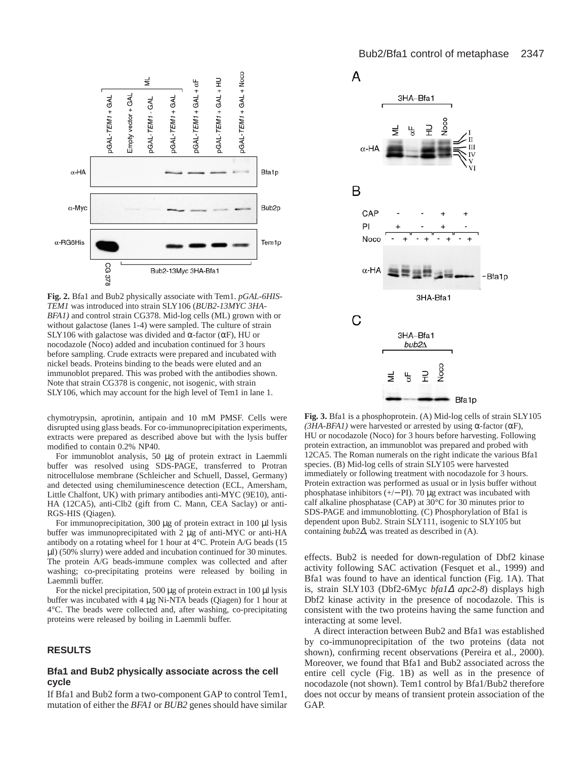**Fig. 2.** Bfa1 and Bub2 physically associate with Tem1. *pGAL-6HIS-TEM1* was introduced into strain SLY106 (*BUB2-13MYC 3HA-BFA1)* and control strain CG378. Mid-log cells (ML) grown with or without galactose (lanes 1-4) were sampled. The culture of strain SLY106 with galactose was divided and α-factor (αF), HU or nocodazole (Noco) added and incubation continued for 3 hours before sampling. Crude extracts were prepared and incubated with nickel beads. Proteins binding to the beads were eluted and an immunoblot prepared. This was probed with the antibodies shown. Note that strain CG378 is congenic, not isogenic, with strain SLY106, which may account for the high level of Tem1 in lane 1.

**Fig. 3.** Bfa1 is a phosphoprotein. (A) Mid-log cells of strain SLY105 *(3HA-BFA1)* were harvested or arrested by using α-factor (αF), HU or nocodazole (Noco) for 3 hours before harvesting. Following protein extraction, an immunoblot was prepared and probed with 12CA5. The Roman numerals on the right indicate the various Bfa1 species. (B) Mid-log cells of strain SLY105 were harvested immediately or following treatment with nocodazole for 3 hours. Protein extraction was performed as usual or in lysis buffer without phosphatase inhibitors (+/−PI). 70 μg extract was incubated with calf alkaline phosphatase (CAP) at 30°C for 30 minutes prior to SDS-PAGE and immunoblotting. (C) Phosphorylation of Bfa1 is dependent upon Bub2. Strain SLY111, isogenic to SLY105 but containing *bub2Δ*, was treated as described in (A).

chymotrypsin, aprotinin, antipain and 10 mM PMSF. Cells were disrupted using glass beads. For co-immunoprecipitation experiments, extracts were prepared as described above but with the lysis buffer modified to contain 0.2% NP40.

For immunoblot analysis, 50 μg of protein extract in Laemmli buffer was resolved using SDS-PAGE, transferred to Protran nitrocellulose membrane (Schleicher and Schuell, Dassel, Germany) and detected using chemiluminescence detection (ECL, Amersham, Little Chalfont, UK) with primary antibodies anti-MYC (9E10), anti-HA (12CA5), anti-Clb2 (gift from C. Mann, CEA Saclay) or anti-RGS-HIS (Qiagen).

For immunoprecipitation, 300 μg of protein extract in 100 μl lysis buffer was immunoprecipitated with 2 μg of anti-MYC or anti-HA antibody on a rotating wheel for 1 hour at 4°C. Protein A/G beads (15 μl) (50% slurry) were added and incubation continued for 30 minutes. The protein A/G beads-immune complex was collected and after washing; co-precipitating proteins were released by boiling in Laemmli buffer.

For the nickel precipitation, 500 μg of protein extract in 100 μl lysis buffer was incubated with 4 μg Ni-NTA beads (Qiagen) for 1 hour at 4°C. The beads were collected and, after washing, co-precipitating proteins were released by boiling in Laemmli buffer.

## RESULTS

### Bfa1 and Bub2 physically associate across the cell cycle

If Bfa1 and Bub2 form a two-component GAP to control Tem1, mutation of either the *BFA1* or *BUB2* genes should have similar effects. Bub2 is needed for down-regulation of Dbf2 kinase activity following SAC activation (Fesquet et al., 1999) and Bfa1 was found to have an identical function (Fig. 1A). That is, strain SLY103 (Dbf2-6Myc *bfa1Δ apc2-8*) displays high Dbf2 kinase activity in the presence of nocodazole. This is consistent with the two proteins having the same function and interacting at some level.

A direct interaction between Bub2 and Bfa1 was established by co-immunoprecipitation of the two proteins (data not shown), confirming recent observations (Pereira et al., 2000). Moreover, we found that Bfa1 and Bub2 associated across the entire cell cycle (Fig. 1B) as well as in the presence of nocodazole (not shown). Tem1 control by Bfa1/Bub2 therefore does not occur by means of transient protein association of the GAP.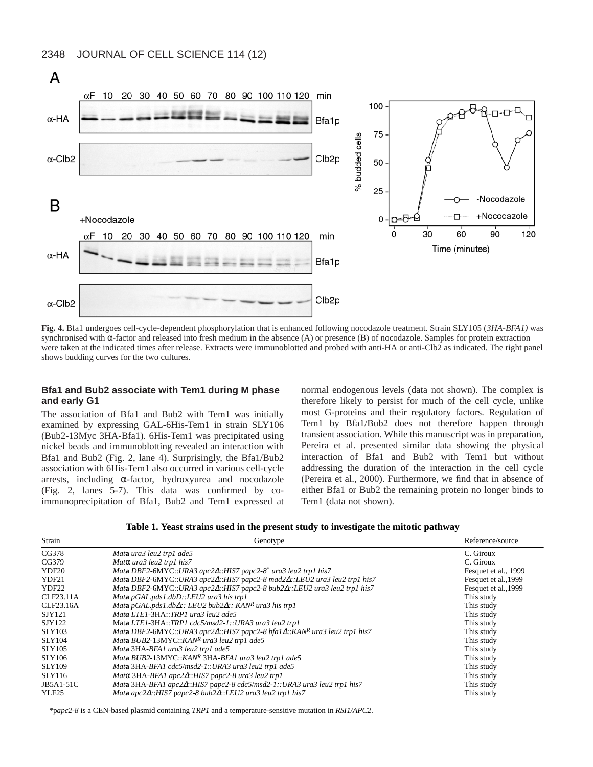**Fig. 4.** Bfa1 undergoes cell-cycle-dependent phosphorylation that is enhanced following nocodazole treatment. Strain SLY105 (*3HA-BFA1)* was synchronised with α-factor and released into fresh medium in the absence (A) or presence (B) of nocodazole. Samples for protein extraction were taken at the indicated times after release. Extracts were immunoblotted and probed with anti-HA or anti-Clb2 as indicated. The right panel shows budding curves for the two cultures.

### Bfa1 and Bub2 associate with Tem1 during M phase and early G1

The association of Bfa1 and Bub2 with Tem1 was initially examined by expressing GAL-6His-Tem1 in strain SLY106 (Bub2-13Myc 3HA-Bfa1). 6His-Tem1 was precipitated using nickel beads and immunoblotting revealed an interaction with Bfa1 and Bub2 (Fig. 2, lane 4). Surprisingly, the Bfa1/Bub2 association with 6His-Tem1 also occurred in various cell-cycle arrests, including α-factor, hydroxyurea and nocodazole (Fig. 2, lanes 5-7). This data was confirmed by co-immunoprecipitation of Bfa1, Bub2 and Tem1 expressed at normal endogenous levels (data not shown). The complex is therefore likely to persist for much of the cell cycle, unlike most G-proteins and their regulatory factors. Regulation of Tem1 by Bfa1/Bub2 does not therefore happen through transient association. While this manuscript was in preparation, Pereira et al. presented similar data showing the physical interaction of Bfa1 and Bub2 with Tem1 but without addressing the duration of the interaction in the cell cycle (Pereira et al., 2000). Furthermore, we find that in absence of either Bfa1 or Bub2 the remaining protein no longer binds to Tem1 (data not shown).

**Table 1. Yeast strains used in the present study to investigate the mitotic pathway**

| Strain | Genotype | Reference/source |
|---|---|---|
| CG378 | *Mat***a** *ura3 leu2 trp1 ade5* | C. Giroux |
| CG379 | *Mat*α *ura3 leu2 trp1 his7* | C. Giroux |
| YDF20 | *Mat***a** *DBF2*-6MYC::*URA3 apc2*Δ::*HIS7* p*apc2-8*\* *ura3 leu2 trp1 his7* | Fesquet et al., 1999 |
| YDF21 | *Mat***a** *DBF2*-6MYC::*URA3 apc2*Δ::*HIS7* p*apc2-8 mad2*Δ::*LEU2 ura3 leu2 trp1 his7* | Fesquet et al.,1999 |
| YDF22 | *Mat***a** *DBF2*-6MYC::*URA3 apc2*Δ::*HIS7* p*apc2-8 bub2*Δ::*LEU2 ura3 leu2 trp1 his7* | Fesquet et al.,1999 |
| CLF23.11A | *Mat***a** *pGAL.pds1.dbD*::*LEU2 ura3 his trp1* | This study |
| CLF23.16A | *Mat***a** *pGAL.pds1.db*Δ:: *LEU2 bub2*Δ:: *KAN*$^R$ *ura3 his trp1* | This study |
| SJY121 | *Mat***a** *LTE1*-3HA::*TRP1 ura3 leu2 ade5* | This study |
| SJY122 | Mat**a** *LTE1*-3HA::*TRP1 cdc5/msd2-1*::*URA3 ura3 leu2 trp1* | This study |
| SLY103 | *Mat***a** *DBF2*-6MYC::*URA3 apc2*Δ::*HIS7* p*apc2-8 bfa1*Δ::*KAN*$^R$ *ura3 leu2 trp1 his7* | This study |
| SLY104 | *Mat***a** *BUB2*-13MYC::*KAN*$^R$ *ura3 leu2 trp1 ade5* | This study |
| SLY105 | *Mat***a** 3HA-*BFA1 ura3 leu2 trp1 ade5* | This study |
| SLY106 | *Mat***a** *BUB2*-13MYC::*KAN*$^R$ 3HA-*BFA1 ura3 leu2 trp1 ade5* | This study |
| SLY109 | *Mat***a** 3HA-*BFA1 cdc5/msd2-1*::*URA3 ura3 leu2 trp1 ade5* | This study |
| SLY116 | *Mat*α 3HA-*BFA1 apc2*Δ::*HIS7* p*apc2-8 ura3 leu2 trp1* | This study |
| JB5A1-51C | *Mat***a** 3HA-*BFA1 apc2*Δ::*HIS7* p*apc2-8 cdc5/msd2-1*::*URA3 ura3 leu2 trp1 his7* | This study |
| YLF25 | *Mat***a** *apc2*Δ::*HIS7* p*apc2-8 bub2*Δ::*LEU2 ura3 leu2 trp1 his7* | This study |

\*p*apc2-8* is a CEN-based plasmid containing *TRP1* and a temperature-sensitive mutation in *RSI1/APC2*.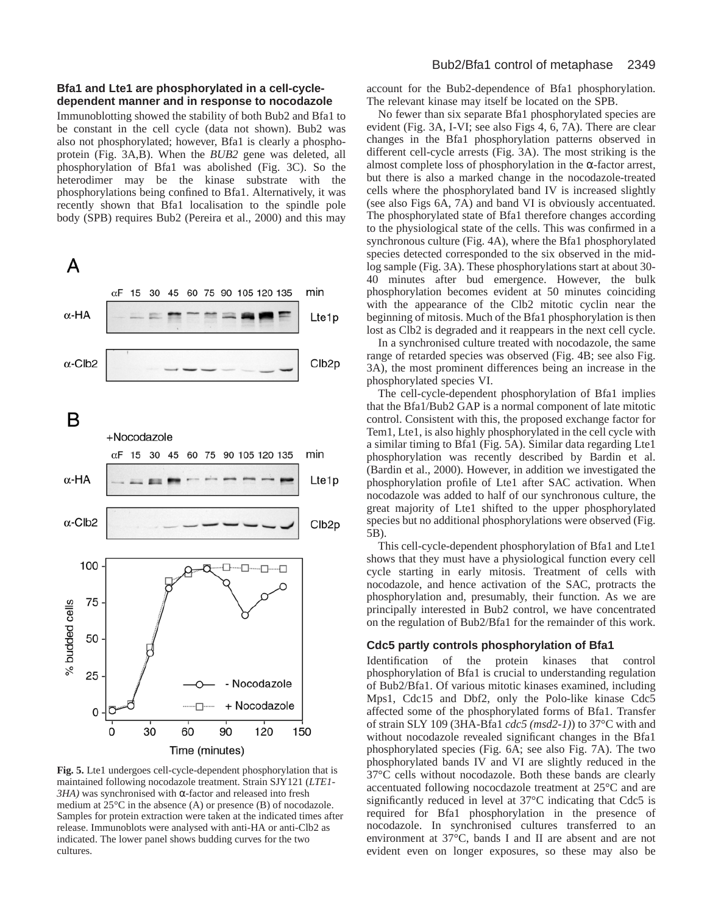### Bfa1 and Lte1 are phosphorylated in a cell-cycle-dependent manner and in response to nocodazole

Immunoblotting showed the stability of both Bub2 and Bfa1 to be constant in the cell cycle (data not shown). Bub2 was also not phosphorylated; however, Bfa1 is clearly a phosphoprotein (Fig. 3A,B). When the *BUB2* gene was deleted, all phosphorylation of Bfa1 was abolished (Fig. 3C). So the heterodimer may be the kinase substrate with the phosphorylations being confined to Bfa1. Alternatively, it was recently shown that Bfa1 localisation to the spindle pole body (SPB) requires Bub2 (Pereira et al., 2000) and this may account for the Bub2-dependence of Bfa1 phosphorylation. The relevant kinase may itself be located on the SPB.

No fewer than six separate Bfa1 phosphorylated species are evident (Fig. 3A, I-VI; see also Figs 4, 6, 7A). There are clear changes in the Bfa1 phosphorylation patterns observed in different cell-cycle arrests (Fig. 3A). The most striking is the almost complete loss of phosphorylation in the α-factor arrest, but there is also a marked change in the nocodazole-treated cells where the phosphorylated band IV is increased slightly (see also Figs 6A, 7A) and band VI is obviously accentuated. The phosphorylated state of Bfa1 therefore changes according to the physiological state of the cells. This was confirmed in a synchronous culture (Fig. 4A), where the Bfa1 phosphorylated species detected corresponded to the six observed in the mid-log sample (Fig. 3A). These phosphorylations start at about 30-40 minutes after bud emergence. However, the bulk phosphorylation becomes evident at 50 minutes coinciding with the appearance of the Clb2 mitotic cyclin near the beginning of mitosis. Much of the Bfa1 phosphorylation is then lost as Clb2 is degraded and it reappears in the next cell cycle.

In a synchronised culture treated with nocodazole, the same range of retarded species was observed (Fig. 4B; see also Fig. 3A), the most prominent differences being an increase in the phosphorylated species VI.

The cell-cycle-dependent phosphorylation of Bfa1 implies that the Bfa1/Bub2 GAP is a normal component of late mitotic control. Consistent with this, the proposed exchange factor for Tem1, Lte1, is also highly phosphorylated in the cell cycle with a similar timing to Bfa1 (Fig. 5A). Similar data regarding Lte1 phosphorylation was recently described by Bardin et al. (Bardin et al., 2000). However, in addition we investigated the phosphorylation profile of Lte1 after SAC activation. When nocodazole was added to half of our synchronous culture, the great majority of Lte1 shifted to the upper phosphorylated species but no additional phosphorylations were observed (Fig. 5B).

This cell-cycle-dependent phosphorylation of Bfa1 and Lte1 shows that they must have a physiological function every cell cycle starting in early mitosis. Treatment of cells with nocodazole, and hence activation of the SAC, protracts the phosphorylation and, presumably, their function. As we are principally interested in Bub2 control, we have concentrated on the regulation of Bub2/Bfa1 for the remainder of this work.

**Fig. 5.** Lte1 undergoes cell-cycle-dependent phosphorylation that is maintained following nocodazole treatment. Strain SJY121 (*LTE1-3HA)* was synchronised with α-factor and released into fresh medium at 25°C in the absence (A) or presence (B) of nocodazole. Samples for protein extraction were taken at the indicated times after release. Immunoblots were analysed with anti-HA or anti-Clb2 as indicated. The lower panel shows budding curves for the two cultures.

### Cdc5 partly controls phosphorylation of Bfa1

Identification of the protein kinases that control phosphorylation of Bfa1 is crucial to understanding regulation of Bub2/Bfa1. Of various mitotic kinases examined, including Mps1, Cdc15 and Dbf2, only the Polo-like kinase Cdc5 affected some of the phosphorylated forms of Bfa1. Transfer of strain SLY 109 (3HA-Bfa1 *cdc5 (msd2-1)*) to 37°C with and without nocodazole revealed significant changes in the Bfa1 phosphorylated species (Fig. 6A; see also Fig. 7A). The two phosphorylated bands IV and VI are slightly reduced in the 37°C cells without nocodazole. Both these bands are clearly accentuated following nococdazole treatment at 25°C and are significantly reduced in level at 37°C indicating that Cdc5 is required for Bfa1 phosphorylation in the presence of nocodazole. In synchronised cultures transferred to an environment at 37°C, bands I and II are absent and are not evident even on longer exposures, so these may also be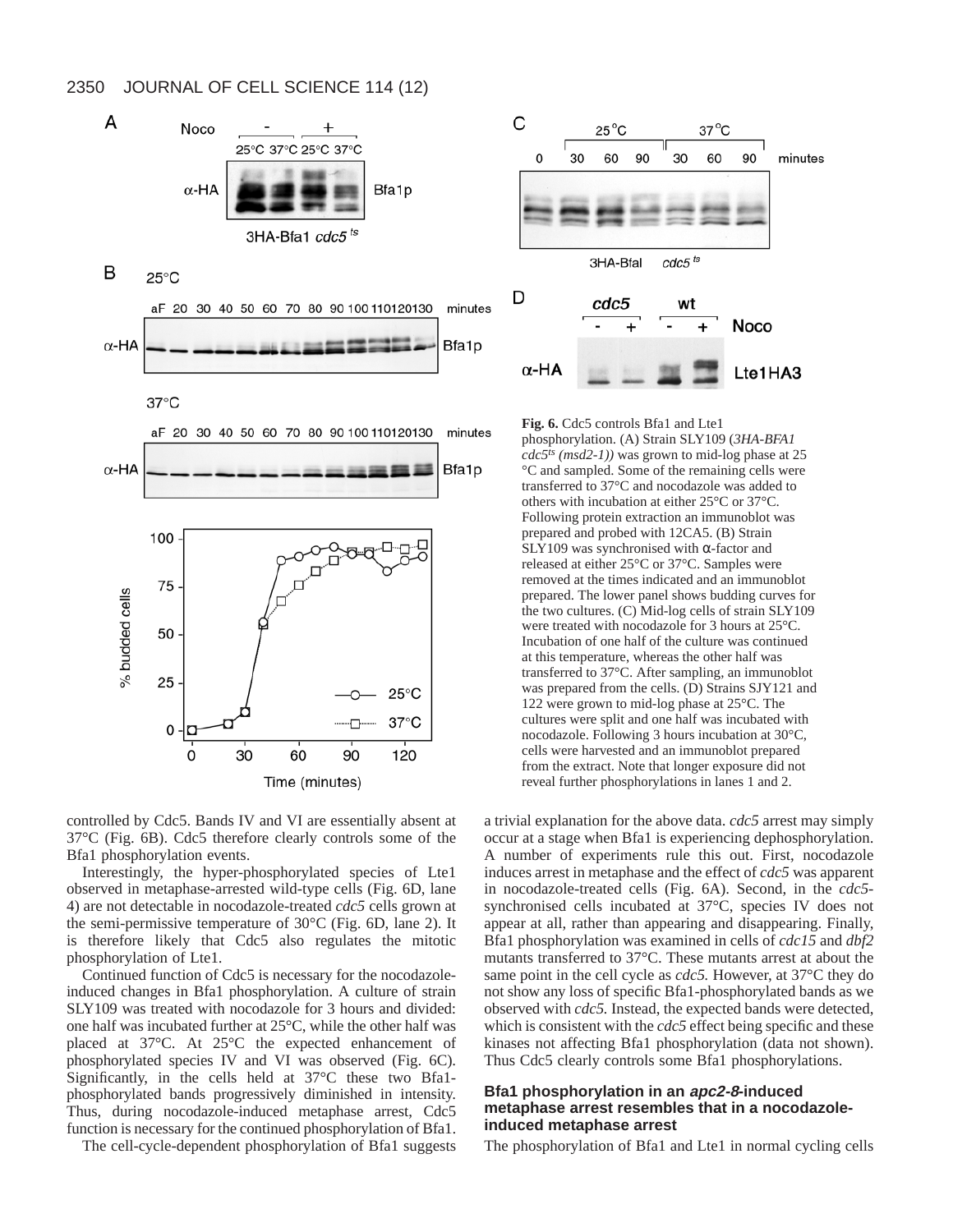**Fig. 6.** Cdc5 controls Bfa1 and Lte1 phosphorylation. (A) Strain SLY109 (*3HA-BFA1 cdc5ts (msd2-1))* was grown to mid-log phase at 25 °C and sampled. Some of the remaining cells were transferred to 37°C and nocodazole was added to others with incubation at either 25°C or 37°C. Following protein extraction an immunoblot was prepared and probed with 12CA5. (B) Strain SLY109 was synchronised with α-factor and released at either 25°C or 37°C. Samples were removed at the times indicated and an immunoblot prepared. The lower panel shows budding curves for the two cultures. (C) Mid-log cells of strain SLY109 were treated with nocodazole for 3 hours at 25°C. Incubation of one half of the culture was continued at this temperature, whereas the other half was transferred to 37°C. After sampling, an immunoblot was prepared from the cells. (D) Strains SJY121 and 122 were grown to mid-log phase at 25°C. The cultures were split and one half was incubated with nocodazole. Following 3 hours incubation at 30°C, cells were harvested and an immunoblot prepared from the extract. Note that longer exposure did not reveal further phosphorylations in lanes 1 and 2.

controlled by Cdc5. Bands IV and VI are essentially absent at 37°C (Fig. 6B). Cdc5 therefore clearly controls some of the Bfa1 phosphorylation events.

Interestingly, the hyper-phosphorylated species of Lte1 observed in metaphase-arrested wild-type cells (Fig. 6D, lane 4) are not detectable in nocodazole-treated *cdc5* cells grown at the semi-permissive temperature of 30°C (Fig. 6D, lane 2). It is therefore likely that Cdc5 also regulates the mitotic phosphorylation of Lte1.

Continued function of Cdc5 is necessary for the nocodazole-induced changes in Bfa1 phosphorylation. A culture of strain SLY109 was treated with nocodazole for 3 hours and divided: one half was incubated further at 25°C, while the other half was placed at 37°C. At 25°C the expected enhancement of phosphorylated species IV and VI was observed (Fig. 6C). Significantly, in the cells held at 37°C these two Bfa1-phosphorylated bands progressively diminished in intensity. Thus, during nocodazole-induced metaphase arrest, Cdc5 function is necessary for the continued phosphorylation of Bfa1.

The cell-cycle-dependent phosphorylation of Bfa1 suggests a trivial explanation for the above data. *cdc5* arrest may simply occur at a stage when Bfa1 is experiencing dephosphorylation. A number of experiments rule this out. First, nocodazole induces arrest in metaphase and the effect of *cdc5* was apparent in nocodazole-treated cells (Fig. 6A). Second, in the *cdc5*-synchronised cells incubated at 37°C, species IV does not appear at all, rather than appearing and disappearing. Finally, Bfa1 phosphorylation was examined in cells of *cdc15* and *dbf2* mutants transferred to 37°C. These mutants arrest at about the same point in the cell cycle as *cdc5.* However, at 37°C they do not show any loss of specific Bfa1-phosphorylated bands as we observed with *cdc5.* Instead, the expected bands were detected, which is consistent with the *cdc5* effect being specific and these kinases not affecting Bfa1 phosphorylation (data not shown). Thus Cdc5 clearly controls some Bfa1 phosphorylations.

### Bfa1 phosphorylation in an *apc2-8*-induced metaphase arrest resembles that in a nocodazole-induced metaphase arrest

The phosphorylation of Bfa1 and Lte1 in normal cycling cells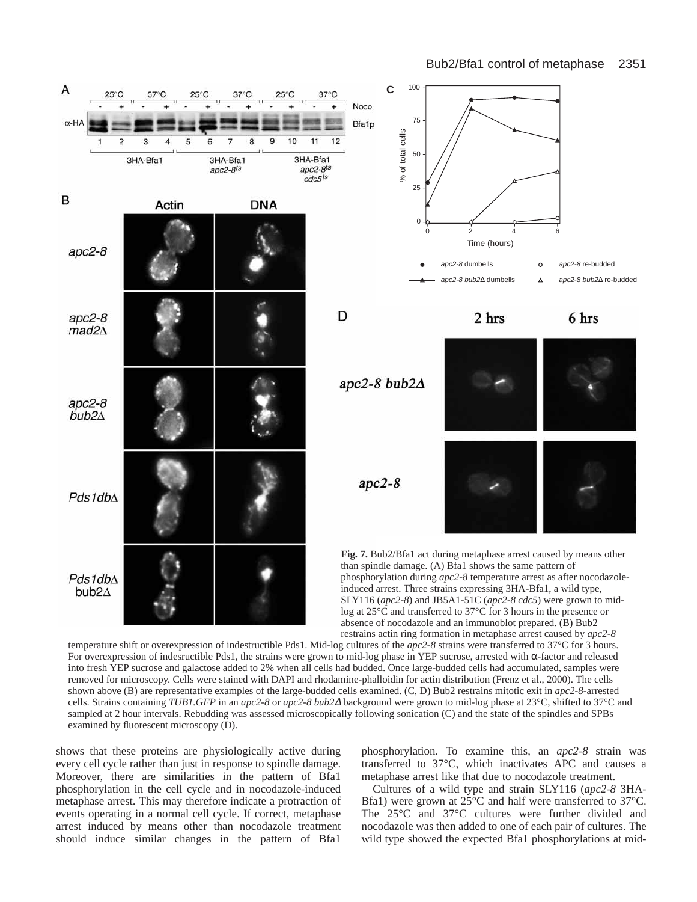**Fig. 7.** Bub2/Bfa1 act during metaphase arrest caused by means other than spindle damage. (A) Bfa1 shows the same pattern of phosphorylation during *apc2-8* temperature arrest as after nocodazole-induced arrest. Three strains expressing 3HA-Bfa1, a wild type, SLY116 (*apc2-8*) and JB5A1-51C (*apc2-8 cdc5*) were grown to mid-log at 25°C and transferred to 37°C for 3 hours in the presence or absence of nocodazole and an immunoblot prepared. (B) Bub2 restrains actin ring formation in metaphase arrest caused by *apc2-8* temperature shift or overexpression of indestructible Pds1. Mid-log cultures of the *apc2-8* strains were transferred to 37°C for 3 hours. For overexpression of indesructible Pds1, the strains were grown to mid-log phase in YEP sucrose, arrested with α-factor and released into fresh YEP sucrose and galactose added to 2% when all cells had budded. Once large-budded cells had accumulated, samples were removed for microscopy. Cells were stained with DAPI and rhodamine-phalloidin for actin distribution (Frenz et al., 2000). The cells shown above (B) are representative examples of the large-budded cells examined. (C, D) Bub2 restrains mitotic exit in *apc2-8*-arrested cells. Strains containing *TUB1.GFP* in an *apc2-8* or *apc2-8 bub2Δ* background were grown to mid-log phase at 23°C, shifted to 37°C and sampled at 2 hour intervals. Rebudding was assessed microscopically following sonication (C) and the state of the spindles and SPBs examined by fluorescent microscopy (D).

shows that these proteins are physiologically active during every cell cycle rather than just in response to spindle damage. Moreover, there are similarities in the pattern of Bfa1 phosphorylation in the cell cycle and in nocodazole-induced metaphase arrest. This may therefore indicate a protraction of events operating in a normal cell cycle. If correct, metaphase arrest induced by means other than nocodazole treatment should induce similar changes in the pattern of Bfa1 phosphorylation. To examine this, an *apc2-8* strain was transferred to 37°C, which inactivates APC and causes a metaphase arrest like that due to nocodazole treatment.

Cultures of a wild type and strain SLY116 (*apc2-8* 3HA-Bfa1) were grown at 25°C and half were transferred to 37°C. The 25°C and 37°C cultures were further divided and nocodazole was then added to one of each pair of cultures. The wild type showed the expected Bfa1 phosphorylations at mid-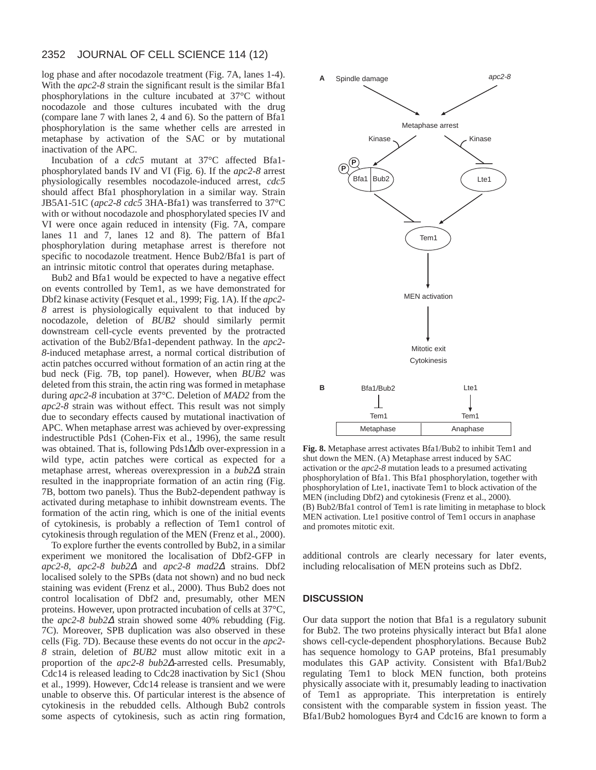log phase and after nocodazole treatment (Fig. 7A, lanes 1-4). With the *apc2-8* strain the significant result is the similar Bfa1 phosphorylations in the culture incubated at 37°C without nocodazole and those cultures incubated with the drug (compare lane 7 with lanes 2, 4 and 6). So the pattern of Bfa1 phosphorylation is the same whether cells are arrested in metaphase by activation of the SAC or by mutational inactivation of the APC.

Incubation of a *cdc5* mutant at 37°C affected Bfa1-phosphorylated bands IV and VI (Fig. 6). If the *apc2-8* arrest physiologically resembles nocodazole-induced arrest, *cdc5* should affect Bfa1 phosphorylation in a similar way. Strain JB5A1-51C (*apc2-8 cdc5* 3HA-Bfa1) was transferred to 37°C with or without nocodazole and phosphorylated species IV and VI were once again reduced in intensity (Fig. 7A, compare lanes 11 and 7, lanes 12 and 8). The pattern of Bfa1 phosphorylation during metaphase arrest is therefore not specific to nocodazole treatment. Hence Bub2/Bfa1 is part of an intrinsic mitotic control that operates during metaphase.

Bub2 and Bfa1 would be expected to have a negative effect on events controlled by Tem1, as we have demonstrated for Dbf2 kinase activity (Fesquet et al., 1999; Fig. 1A). If the *apc2-8* arrest is physiologically equivalent to that induced by nocodazole, deletion of *BUB2* should similarly permit downstream cell-cycle events prevented by the protracted activation of the Bub2/Bfa1-dependent pathway. In the *apc2-8*-induced metaphase arrest, a normal cortical distribution of actin patches occurred without formation of an actin ring at the bud neck (Fig. 7B, top panel). However, when *BUB2* was deleted from this strain, the actin ring was formed in metaphase during *apc2-8* incubation at 37°C. Deletion of *MAD2* from the *apc2-8* strain was without effect. This result was not simply due to secondary effects caused by mutational inactivation of APC. When metaphase arrest was achieved by over-expressing indestructible Pds1 (Cohen-Fix et al., 1996), the same result was obtained. That is, following Pds1Δdb over-expression in a wild type, actin patches were cortical as expected for a metaphase arrest, whereas overexpression in a *bub2*Δ strain resulted in the inappropriate formation of an actin ring (Fig. 7B, bottom two panels). Thus the Bub2-dependent pathway is activated during metaphase to inhibit downstream events. The formation of the actin ring, which is one of the initial events of cytokinesis, is probably a reflection of Tem1 control of cytokinesis through regulation of the MEN (Frenz et al., 2000).

To explore further the events controlled by Bub2, in a similar experiment we monitored the localisation of Dbf2-GFP in *apc2-8, apc2-8 bub2*Δ and *apc2-8 mad2*Δ strains. Dbf2 localised solely to the SPBs (data not shown) and no bud neck staining was evident (Frenz et al., 2000). Thus Bub2 does not control localisation of Dbf2 and, presumably, other MEN proteins. However, upon protracted incubation of cells at 37°C, the *apc2-8 bub2*Δ strain showed some 40% rebudding (Fig. 7C). Moreover, SPB duplication was also observed in these cells (Fig. 7D). Because these events do not occur in the *apc2-8* strain, deletion of *BUB2* must allow mitotic exit in a proportion of the *apc2-8 bub2*Δ-arrested cells. Presumably, Cdc14 is released leading to Cdc28 inactivation by Sic1 (Shou et al., 1999). However, Cdc14 release is transient and we were unable to observe this. Of particular interest is the absence of cytokinesis in the rebudded cells. Although Bub2 controls some aspects of cytokinesis, such as actin ring formation, additional controls are clearly necessary for later events, including relocalisation of MEN proteins such as Dbf2.

**Fig. 8.** Metaphase arrest activates Bfa1/Bub2 to inhibit Tem1 and shut down the MEN. (A) Metaphase arrest induced by SAC activation or the *apc2-8* mutation leads to a presumed activating phosphorylation of Bfa1. This Bfa1 phosphorylation, together with phosphorylation of Lte1, inactivate Tem1 to block activation of the MEN (including Dbf2) and cytokinesis (Frenz et al., 2000). (B) Bub2/Bfa1 control of Tem1 is rate limiting in metaphase to block MEN activation. Lte1 positive control of Tem1 occurs in anaphase and promotes mitotic exit.

## DISCUSSION

Our data support the notion that Bfa1 is a regulatory subunit for Bub2. The two proteins physically interact but Bfa1 alone shows cell-cycle-dependent phosphorylations. Because Bub2 has sequence homology to GAP proteins, Bfa1 presumably modulates this GAP activity. Consistent with Bfa1/Bub2 regulating Tem1 to block MEN function, both proteins physically associate with it, presumably leading to inactivation of Tem1 as appropriate. This interpretation is entirely consistent with the comparable system in fission yeast. The Bfa1/Bub2 homologues Byr4 and Cdc16 are known to form a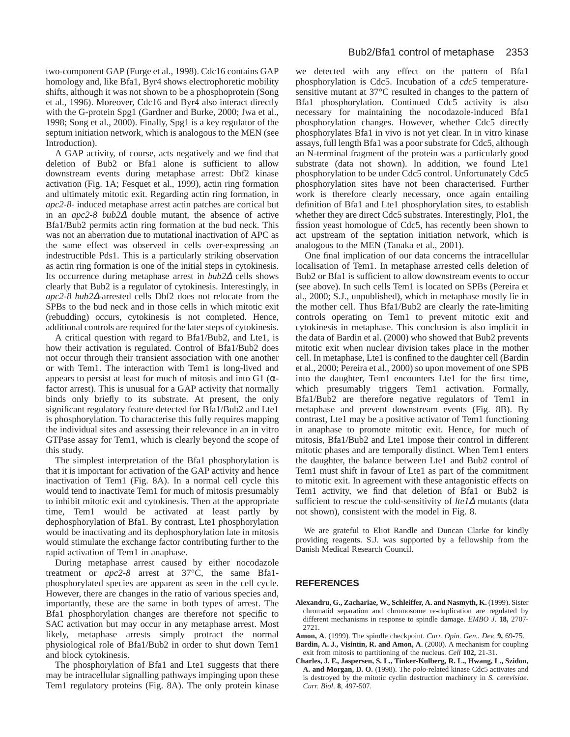two-component GAP (Furge et al., 1998). Cdc16 contains GAP homology and, like Bfa1, Byr4 shows electrophoretic mobility shifts, although it was not shown to be a phosphoprotein (Song et al., 1996). Moreover, Cdc16 and Byr4 also interact directly with the G-protein Spg1 (Gardner and Burke, 2000; Jwa et al., 1998; Song et al., 2000). Finally, Spg1 is a key regulator of the septum initiation network, which is analogous to the MEN (see Introduction).

A GAP activity, of course, acts negatively and we find that deletion of Bub2 or Bfa1 alone is sufficient to allow downstream events during metaphase arrest: Dbf2 kinase activation (Fig. 1A; Fesquet et al., 1999), actin ring formation and ultimately mitotic exit. Regarding actin ring formation, in *apc2-8*- induced metaphase arrest actin patches are cortical but in an *apc2-8 bub2Δ* double mutant, the absence of active Bfa1/Bub2 permits actin ring formation at the bud neck. This was not an aberration due to mutational inactivation of APC as the same effect was observed in cells over-expressing an indestructible Pds1. This is a particularly striking observation as actin ring formation is one of the initial steps in cytokinesis. Its occurrence during metaphase arrest in *bub2Δ* cells shows clearly that Bub2 is a regulator of cytokinesis. Interestingly, in *apc2-8 bub2Δ*-arrested cells Dbf2 does not relocate from the SPBs to the bud neck and in those cells in which mitotic exit (rebudding) occurs, cytokinesis is not completed. Hence, additional controls are required for the later steps of cytokinesis.

A critical question with regard to Bfa1/Bub2, and Lte1, is how their activation is regulated. Control of Bfa1/Bub2 does not occur through their transient association with one another or with Tem1. The interaction with Tem1 is long-lived and appears to persist at least for much of mitosis and into G1 (α-factor arrest). This is unusual for a GAP activity that normally binds only briefly to its substrate. At present, the only significant regulatory feature detected for Bfa1/Bub2 and Lte1 is phosphorylation. To characterise this fully requires mapping the individual sites and assessing their relevance in an in vitro GTPase assay for Tem1, which is clearly beyond the scope of this study.

The simplest interpretation of the Bfa1 phosphorylation is that it is important for activation of the GAP activity and hence inactivation of Tem1 (Fig. 8A). In a normal cell cycle this would tend to inactivate Tem1 for much of mitosis presumably to inhibit mitotic exit and cytokinesis. Then at the appropriate time, Tem1 would be activated at least partly by dephosphorylation of Bfa1. By contrast, Lte1 phosphorylation would be inactivating and its dephosphorylation late in mitosis would stimulate the exchange factor contributing further to the rapid activation of Tem1 in anaphase.

During metaphase arrest caused by either nocodazole treatment or *apc2-8* arrest at 37°C, the same Bfa1-phosphorylated species are apparent as seen in the cell cycle. However, there are changes in the ratio of various species and, importantly, these are the same in both types of arrest. The Bfa1 phosphorylation changes are therefore not specific to SAC activation but may occur in any metaphase arrest. Most likely, metaphase arrests simply protract the normal physiological role of Bfa1/Bub2 in order to shut down Tem1 and block cytokinesis.

The phosphorylation of Bfa1 and Lte1 suggests that there may be intracellular signalling pathways impinging upon these Tem1 regulatory proteins (Fig. 8A). The only protein kinase we detected with any effect on the pattern of Bfa1 phosphorylation is Cdc5. Incubation of a *cdc5* temperature-sensitive mutant at 37°C resulted in changes to the pattern of Bfa1 phosphorylation. Continued Cdc5 activity is also necessary for maintaining the nocodazole-induced Bfa1 phosphorylation changes. However, whether Cdc5 directly phosphorylates Bfa1 in vivo is not yet clear. In in vitro kinase assays, full length Bfa1 was a poor substrate for Cdc5, although an N-terminal fragment of the protein was a particularly good substrate (data not shown). In addition, we found Lte1 phosphorylation to be under Cdc5 control. Unfortunately Cdc5 phosphorylation sites have not been characterised. Further work is therefore clearly necessary, once again entailing definition of Bfa1 and Lte1 phosphorylation sites, to establish whether they are direct Cdc5 substrates. Interestingly, Plo1, the fission yeast homologue of Cdc5, has recently been shown to act upstream of the septation initiation network, which is analogous to the MEN (Tanaka et al., 2001).

One final implication of our data concerns the intracellular localisation of Tem1. In metaphase arrested cells deletion of Bub2 or Bfa1 is sufficient to allow downstream events to occur (see above). In such cells Tem1 is located on SPBs (Pereira et al., 2000; S.J., unpublished), which in metaphase mostly lie in the mother cell. Thus Bfa1/Bub2 are clearly the rate-limiting controls operating on Tem1 to prevent mitotic exit and cytokinesis in metaphase. This conclusion is also implicit in the data of Bardin et al. (2000) who showed that Bub2 prevents mitotic exit when nuclear division takes place in the mother cell. In metaphase, Lte1 is confined to the daughter cell (Bardin et al., 2000; Pereira et al., 2000) so upon movement of one SPB into the daughter, Tem1 encounters Lte1 for the first time, which presumably triggers Tem1 activation. Formally, Bfa1/Bub2 are therefore negative regulators of Tem1 in metaphase and prevent downstream events (Fig. 8B). By contrast, Lte1 may be a positive activator of Tem1 functioning in anaphase to promote mitotic exit. Hence, for much of mitosis, Bfa1/Bub2 and Lte1 impose their control in different mitotic phases and are temporally distinct. When Tem1 enters the daughter, the balance between Lte1 and Bub2 control of Tem1 must shift in favour of Lte1 as part of the commitment to mitotic exit. In agreement with these antagonistic effects on Tem1 activity, we find that deletion of Bfa1 or Bub2 is sufficient to rescue the cold-sensitivity of *lte1Δ* mutants (data not shown), consistent with the model in Fig. 8.

We are grateful to Eliot Randle and Duncan Clarke for kindly providing reagents. S.J. was supported by a fellowship from the Danish Medical Research Council.

## REFERENCES

**Alexandru, G., Zachariae, W., Schleiffer, A. and Nasmyth, K.** (1999). Sister chromatid separation and chromosome re-duplication are regulated by different mechanisms in response to spindle damage. *EMBO J.* **18,** 2707-2721.

**Amon, A**. (1999). The spindle checkpoint. *Curr. Opin. Gen.. Dev.* **9,** 69-75.

**Bardin, A. J., Visintin, R. and Amon, A**. (2000). A mechanism for coupling exit from mitosis to partitioning of the nucleus. *Cell* **102,** 21-31.

**Charles, J. F., Jaspersen, S. L., Tinker-Kulberg, R. L., Hwang, L., Szidon, A. and Morgan, D. O.** (1998). The *polo*-related kinase Cdc5 activates and is destroyed by the mitotic cyclin destruction machinery in *S. cerevisiae*. *Curr. Biol*. **8**, 497-507.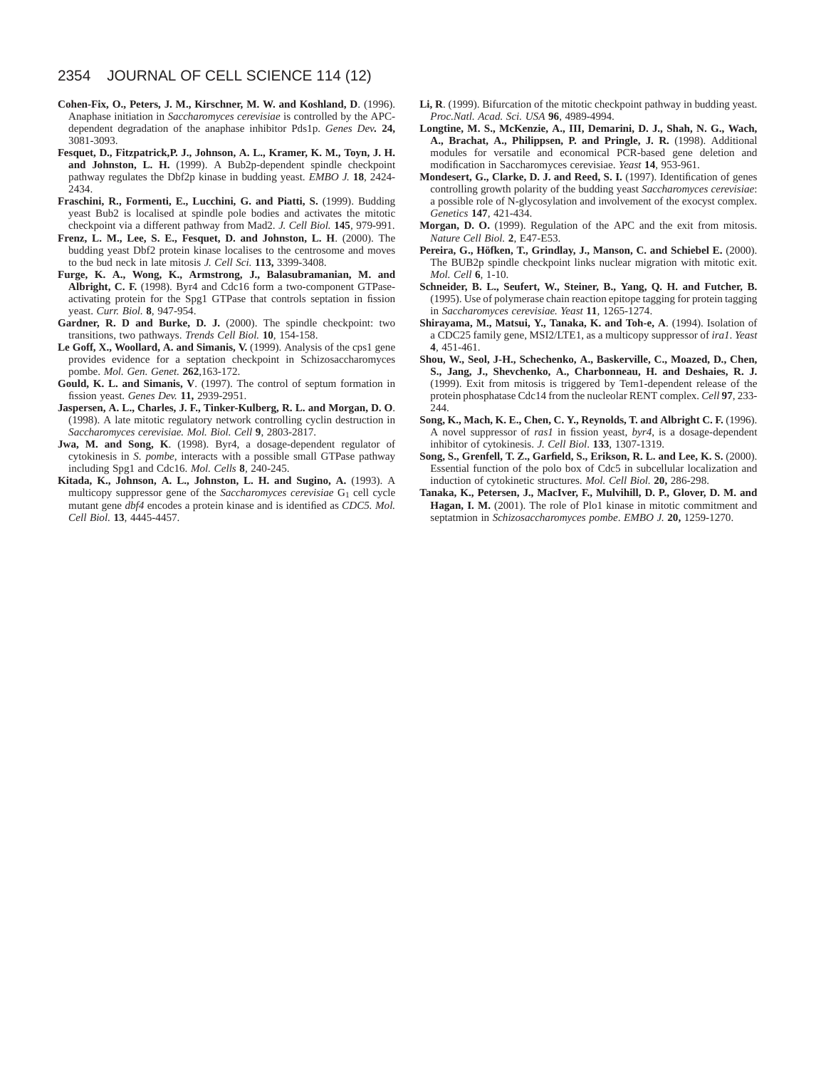**Cohen-Fix, O., Peters, J. M., Kirschner, M. W. and Koshland, D**. (1996). Anaphase initiation in *Saccharomyces cerevisiae* is controlled by the APC-dependent degradation of the anaphase inhibitor Pds1p. *Genes Dev.* **24,** 3081-3093.

**Fesquet, D., Fitzpatrick,P. J., Johnson, A. L., Kramer, K. M., Toyn, J. H. and Johnston, L. H.** (1999). A Bub2p-dependent spindle checkpoint pathway regulates the Dbf2p kinase in budding yeast. *EMBO J.* **18**, 2424-2434.

**Fraschini, R., Formenti, E., Lucchini, G. and Piatti, S.** (1999). Budding yeast Bub2 is localised at spindle pole bodies and activates the mitotic checkpoint via a different pathway from Mad2. *J. Cell Biol.* **145**, 979-991.

**Frenz, L. M., Lee, S. E., Fesquet, D. and Johnston, L. H**. (2000). The budding yeast Dbf2 protein kinase localises to the centrosome and moves to the bud neck in late mitosis *J. Cell Sci.* **113,** 3399-3408.

**Furge, K. A., Wong, K., Armstrong, J., Balasubramanian, M. and Albright, C. F.** (1998). Byr4 and Cdc16 form a two-component GTPase-activating protein for the Spg1 GTPase that controls septation in fission yeast. *Curr. Biol.* **8**, 947-954.

**Gardner, R. D and Burke, D. J.** (2000). The spindle checkpoint: two transitions, two pathways. *Trends Cell Biol.* **10**, 154-158.

**Le Goff, X., Woollard, A. and Simanis, V.** (1999). Analysis of the cps1 gene provides evidence for a septation checkpoint in Schizosaccharomyces pombe. *Mol. Gen. Genet.* **262**,163-172.

**Gould, K. L. and Simanis, V**. (1997). The control of septum formation in fission yeast. *Genes Dev.* **11,** 2939-2951.

**Jaspersen, A. L., Charles, J. F., Tinker-Kulberg, R. L. and Morgan, D. O**. (1998). A late mitotic regulatory network controlling cyclin destruction in *Saccharomyces cerevisiae. Mol. Biol. Cell* **9**, 2803-2817.

**Jwa, M. and Song, K**. (1998). Byr4, a dosage-dependent regulator of cytokinesis in *S. pombe*, interacts with a possible small GTPase pathway including Spg1 and Cdc16. *Mol. Cells* **8**, 240-245.

**Kitada, K., Johnson, A. L., Johnston, L. H. and Sugino, A.** (1993). A multicopy suppressor gene of the *Saccharomyces cerevisiae* $G_1$ cell cycle mutant gene *dbf4* encodes a protein kinase and is identified as *CDC5. Mol. Cell Biol.* **13**, 4445-4457.

**Li, R**. (1999). Bifurcation of the mitotic checkpoint pathway in budding yeast. *Proc.Natl. Acad. Sci. USA* **96**, 4989-4994.

**Longtine, M. S., McKenzie, A., III, Demarini, D. J., Shah, N. G., Wach, A., Brachat, A., Philippsen, P. and Pringle, J. R.** (1998). Additional modules for versatile and economical PCR-based gene deletion and modification in Saccharomyces cerevisiae. *Yeast* **14**, 953-961.

**Mondesert, G., Clarke, D. J. and Reed, S. I.** (1997). Identification of genes controlling growth polarity of the budding yeast *Saccharomyces cerevisiae*: a possible role of N-glycosylation and involvement of the exocyst complex. *Genetics* **147**, 421-434.

**Morgan, D. O.** (1999). Regulation of the APC and the exit from mitosis. *Nature Cell Biol.* **2**, E47-E53.

**Pereira, G., Höfken, T., Grindlay, J., Manson, C. and Schiebel E.** (2000). The BUB2p spindle checkpoint links nuclear migration with mitotic exit. *Mol. Cell* **6**, 1-10.

**Schneider, B. L., Seufert, W., Steiner, B., Yang, Q. H. and Futcher, B.** (1995). Use of polymerase chain reaction epitope tagging for protein tagging in *Saccharomyces cerevisiae. Yeast* **11**, 1265-1274.

**Shirayama, M., Matsui, Y., Tanaka, K. and Toh-e, A**. (1994). Isolation of a CDC25 family gene, MSI2/LTE1, as a multicopy suppressor of *ira1*. *Yeast* **4**, 451-461.

**Shou, W., Seol, J-H., Schechenko, A., Baskerville, C., Moazed, D., Chen, S., Jang, J., Shevchenko, A., Charbonneau, H. and Deshaies, R. J.** (1999). Exit from mitosis is triggered by Tem1-dependent release of the protein phosphatase Cdc14 from the nucleolar RENT complex. *Cell* **97**, 233-244.

**Song, K., Mach, K. E., Chen, C. Y., Reynolds, T. and Albright C. F.** (1996). A novel suppressor of *ras1* in fission yeast, *byr4*, is a dosage-dependent inhibitor of cytokinesis. *J. Cell Biol*. **133**, 1307-1319.

**Song, S., Grenfell, T. Z., Garfield, S., Erikson, R. L. and Lee, K. S.** (2000). Essential function of the polo box of Cdc5 in subcellular localization and induction of cytokinetic structures. *Mol. Cell Biol.* **20,** 286-298.

**Tanaka, K., Petersen, J., MacIver, F., Mulvihill, D. P., Glover, D. M. and Hagan, I. M.** (2001). The role of Plo1 kinase in mitotic commitment and septatmion in *Schizosaccharomyces pombe*. *EMBO J.* **20,** 1259-1270.